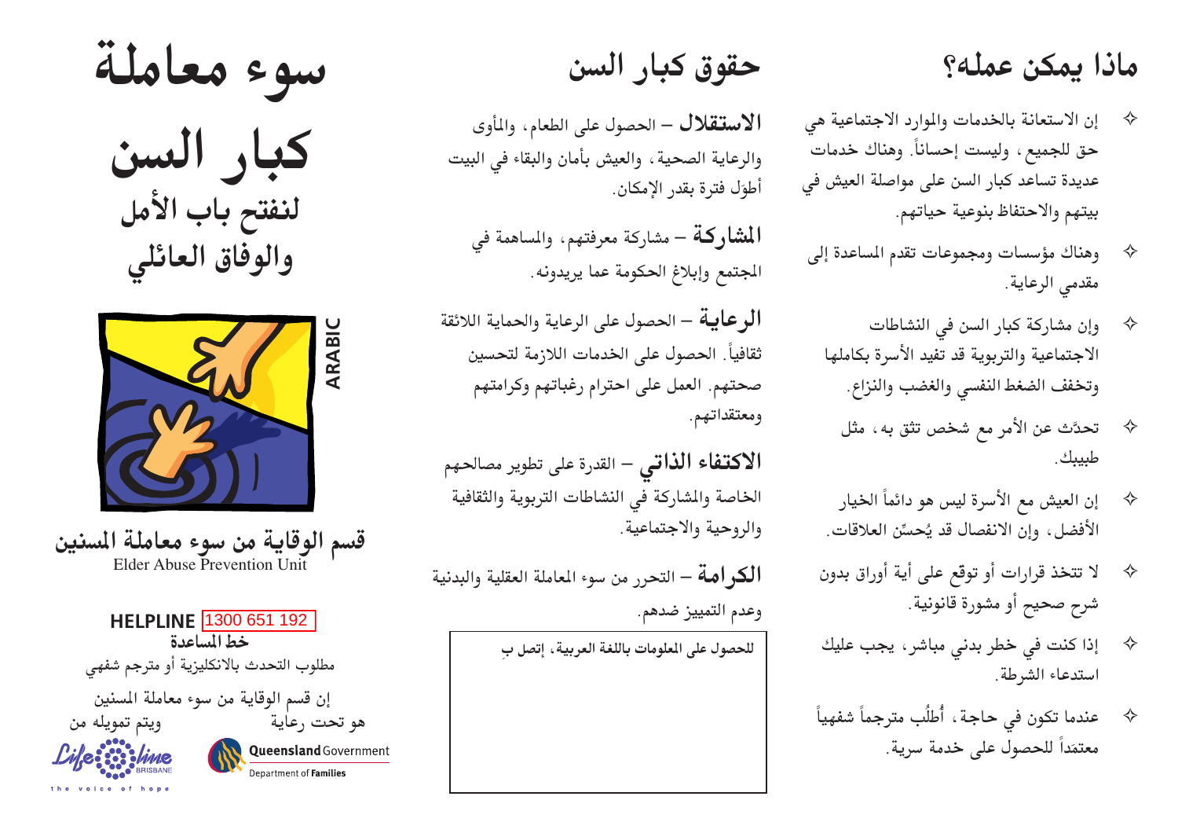# سوء معاملة كبار السن

## لنفتح باب الأمل والوفاق العائلي

ARABIC

**قسم الوقاية من سوء معاملة المسنين**
Elder Abuse Prevention Unit

**HELPLINE** 1300 651 192
**خط المساعدة**
مطلوب التحدث بالانكليزية أو مترجم شفهي

إن قسم الوقاية من سوء معاملة المسنين هو تحت رعاية ويتم تمويله من

Lifeline Brisbane – the voice of hope
Queensland Government – Department of Families

## حقوق كبار السن

**الاستقلال** – الحصول على الطعام، والمأوى والرعاية الصحية، والعيش بأمان والبقاء في البيت أطوَل فترة بقدر الإمكان.

**المشاركة** – مشاركة معرفتهم، والمساهمة في المجتمع وإبلاغ الحكومة عما يريدونه.

**الرعاية** – الحصول على الرعاية والحماية اللائقة ثقافياً. الحصول على الخدمات اللازمة لتحسين صحتهم. العمل على احترام رغباتهم وكرامتهم ومعتقداتهم.

**الاكتفاء الذاتي** – القدرة على تطوير مصالحهم الخاصة والمشاركة في النشاطات التربوية والثقافية والروحية والاجتماعية.

**الكرامة** – التحرر من سوء المعاملة العقلية والبدنية وعدم التمييز ضدهم.

للحصول على المعلومات باللغة العربية، إتصل بِ

## ماذا يمكن عمله؟

- إن الاستعانة بالخدمات والموارد الاجتماعية هي حق للجميع، وليست إحساناً. وهناك خدمات عديدة تساعد كبار السن على مواصلة العيش في بيتهم والاحتفاظ بنوعية حياتهم.
- وهناك مؤسسات ومجموعات تقدم المساعدة إلى مقدمي الرعاية.
- وإن مشاركة كبار السن في النشاطات الاجتماعية والتربوية قد تفيد الأسرة بكاملها وتخفف الضغط النفسي والغضب والنزاع.
- تحدَّث عن الأمر مع شخص تثق به، مثل طبيبك.
- إن العيش مع الأسرة ليس هو دائماً الخيار الأفضل، وإن الانفصال قد يُحسِّن العلاقات.
- لا تتخذ قرارات أو توقع على أية أوراق بدون شرح صحيح أو مشورة قانونية.
- إذا كنت في خطر بدني مباشر، يجب عليك استدعاء الشرطة.
- عندما تكون في حاجة، أُطلُب مترجماً شفهياً معتمَداً للحصول على خدمة سرية.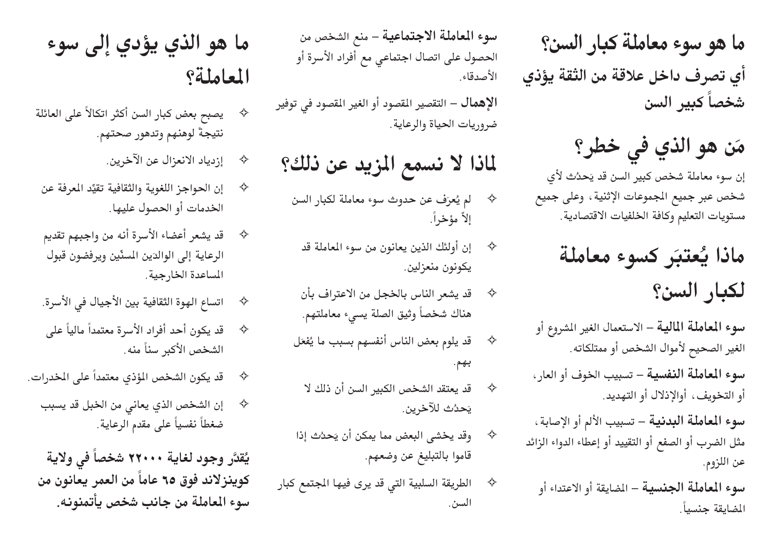# ما هو سوء معاملة كبار السن؟

**أي تصرف داخل علاقة من الثقة يؤذي شخصاً كبير السن**

# مَن هو الذي في خطر؟

إن سوء معاملة شخص كبير السن قد يَحدُث لأي شخص عبر جميع المجموعات الإثنية، وعلى جميع مستويات التعليم وكافة الخلفيات الاقتصادية.

# ماذا يُعتبَر كسوء معاملة لكبار السن؟

**سوء المعاملة المالية** – الاستعمال الغير المشروع أو الغير الصحيح لأموال الشخص أو ممتلكاته.

**سوء المعاملة النفسية** – تسبيب الخوف أو العار، أو التخويف، أوالإذلال أو التهديد.

**سوء المعاملة البدنية** – تسبيب الألم أو الإصابة، مثل الضرب أو الصفع أو التقييد أو إعطاء الدواء الزائد عن اللزوم.

**سوء المعاملة الجنسية** – المضايقة أو الاعتداء أو المضايقة جنسياً.

**سوء المعاملة الاجتماعية** – منع الشخص من الحصول على اتصال اجتماعي مع أفراد الأسرة أو الأصدقاء.

**الإهمال** – التقصير المقصود أو الغير المقصود في توفير ضروريات الحياة والرعاية.

# لماذا لا نسمع المزيد عن ذلك؟

- لم يُعرَف عن حدوث سوء معاملة لكبار السن إلاّ مؤخراً.
- إن أولئك الذين يعانون من سوء المعاملة قد يكونون منعزلين.
- قد يشعر الناس بالخجل من الاعتراف بأن هناك شخصاً وثيق الصلة يسيء معاملتهم.
- قد يلوم بعض الناس أنفسهم بسبب ما يُفعَل بهم.
- قد يعتقد الشخص الكبير السن أن ذلك لا يَحدُث للآخرين.
- وقد يخشى البعض مما يمكن أن يَحدُث إذا قاموا بالتبليغ عن وضعهم.
- الطريقة السلبية التي قد يرى فيها المجتمع كبار السن.

# ما هو الذي يؤدي إلى سوء المعاملة؟

- يصبح بعض كبار السن أكثر اتكالاً على العائلة نتيجةً لوهنهم وتدهور صحتهم.
- إزدياد الانعزال عن الآخرين.
- إن الحواجز اللغوية والثقافية تقيِّد المعرفة عن الخدمات أو الحصول عليها.
- قد يشعر أعضاء الأسرة أنه من واجبهم تقديم الرعاية إلى الوالدَين المسنَّين ويرفضون قبول المساعدة الخارجية.
- اتساع الهوة الثقافية بين الأجيال في الأسرة.
- قد يكون أحد أفراد الأسرة معتمداً مالياً على الشخص الأكبر سناً منه.
- قد يكون الشخص المؤذي معتمداً على المخدرات.
- إن الشخص الذي يعاني من الخبل قد يسبب ضغطاً نفسياً على مقدم الرعاية.

**يُقدَّر وجود لغاية ٢٢٠٠٠ شخصاً في ولاية كوينزلاند فوق ٦٥ عاماً من العمر يعانون من سوء المعاملة من جانب شخص يأتمنونه.**